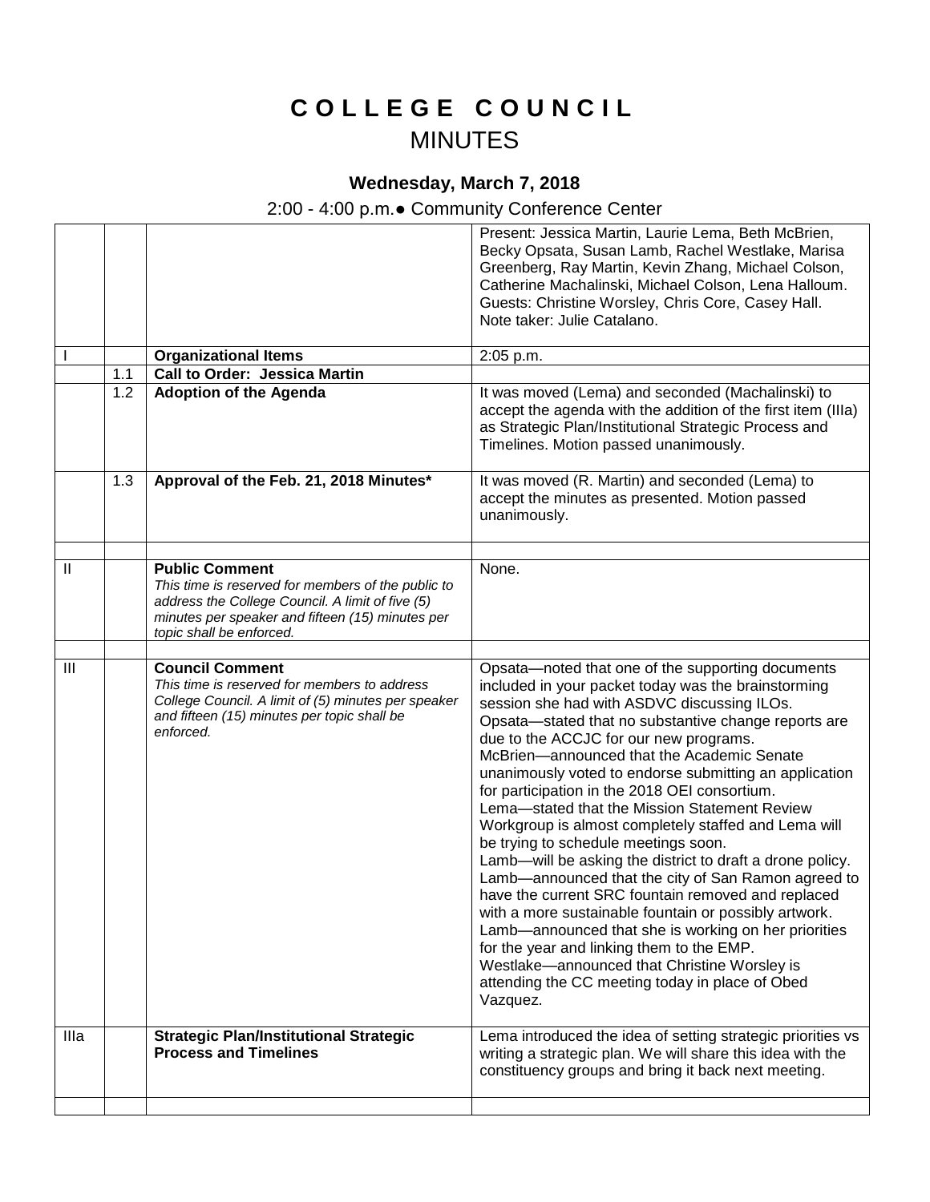# COLLEGE COUNCIL

## MINUTES

### Wednesday, March 7, 2018

2:00 - 4:00 p.m.● Community Conference Center

| | | | |
|---|---|---|---|
| | | | Present: Jessica Martin, Laurie Lema, Beth McBrien, Becky Opsata, Susan Lamb, Rachel Westlake, Marisa Greenberg, Ray Martin, Kevin Zhang, Michael Colson, Catherine Machalinski, Michael Colson, Lena Halloum. Guests: Christine Worsley, Chris Core, Casey Hall. Note taker: Julie Catalano. |
| I | | **Organizational Items** | 2:05 p.m. |
| | 1.1 | **Call to Order: Jessica Martin** | |
| | 1.2 | **Adoption of the Agenda** | It was moved (Lema) and seconded (Machalinski) to accept the agenda with the addition of the first item (IIIa) as Strategic Plan/Institutional Strategic Process and Timelines. Motion passed unanimously. |
| | 1.3 | **Approval of the Feb. 21, 2018 Minutes*** | It was moved (R. Martin) and seconded (Lema) to accept the minutes as presented. Motion passed unanimously. |
| | | | |
| II | | **Public Comment**<br>*This time is reserved for members of the public to address the College Council. A limit of five (5) minutes per speaker and fifteen (15) minutes per topic shall be enforced.* | None. |
| | | | |
| III | | **Council Comment**<br>*This time is reserved for members to address College Council. A limit of (5) minutes per speaker and fifteen (15) minutes per topic shall be enforced.* | Opsata—noted that one of the supporting documents included in your packet today was the brainstorming session she had with ASDVC discussing ILOs.<br>Opsata—stated that no substantive change reports are due to the ACCJC for our new programs.<br>McBrien—announced that the Academic Senate unanimously voted to endorse submitting an application for participation in the 2018 OEI consortium.<br>Lema—stated that the Mission Statement Review Workgroup is almost completely staffed and Lema will be trying to schedule meetings soon.<br>Lamb—will be asking the district to draft a drone policy.<br>Lamb—announced that the city of San Ramon agreed to have the current SRC fountain removed and replaced with a more sustainable fountain or possibly artwork.<br>Lamb—announced that she is working on her priorities for the year and linking them to the EMP.<br>Westlake—announced that Christine Worsley is attending the CC meeting today in place of Obed Vazquez. |
| IIIa | | **Strategic Plan/Institutional Strategic Process and Timelines** | Lema introduced the idea of setting strategic priorities vs writing a strategic plan. We will share this idea with the constituency groups and bring it back next meeting. |
| | | | |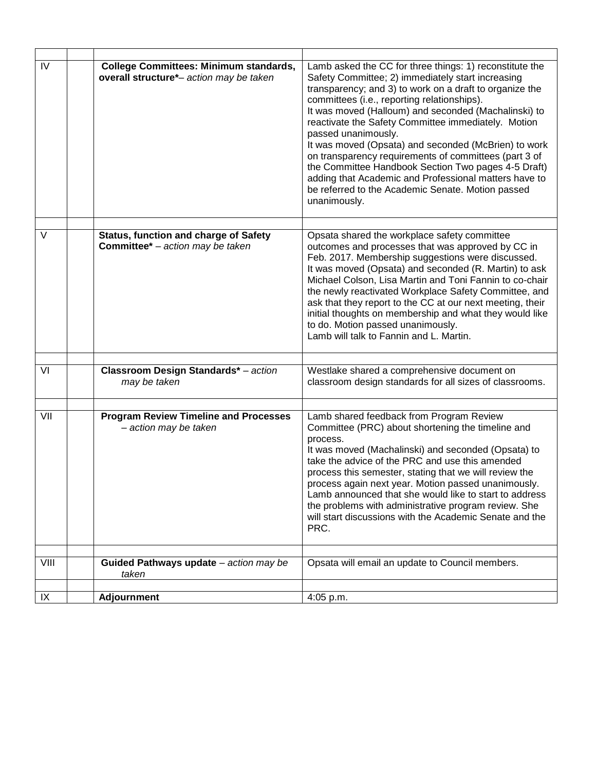| | | | |
|---|---|---|---|
| | | | |
| IV | | **College Committees: Minimum standards, overall structure***– *action may be taken* | Lamb asked the CC for three things: 1) reconstitute the Safety Committee; 2) immediately start increasing transparency; and 3) to work on a draft to organize the committees (i.e., reporting relationships).<br>It was moved (Halloum) and seconded (Machalinski) to reactivate the Safety Committee immediately. Motion passed unanimously.<br>It was moved (Opsata) and seconded (McBrien) to work on transparency requirements of committees (part 3 of the Committee Handbook Section Two pages 4-5 Draft) adding that Academic and Professional matters have to be referred to the Academic Senate. Motion passed unanimously. |
| | | | |
| V | | **Status, function and charge of Safety Committee*** – *action may be taken* | Opsata shared the workplace safety committee outcomes and processes that was approved by CC in Feb. 2017. Membership suggestions were discussed.<br>It was moved (Opsata) and seconded (R. Martin) to ask Michael Colson, Lisa Martin and Toni Fannin to co-chair the newly reactivated Workplace Safety Committee, and ask that they report to the CC at our next meeting, their initial thoughts on membership and what they would like to do. Motion passed unanimously.<br>Lamb will talk to Fannin and L. Martin. |
| | | | |
| VI | | **Classroom Design Standards*** – *action may be taken* | Westlake shared a comprehensive document on classroom design standards for all sizes of classrooms. |
| | | | |
| VII | | **Program Review Timeline and Processes** – *action may be taken* | Lamb shared feedback from Program Review Committee (PRC) about shortening the timeline and process.<br>It was moved (Machalinski) and seconded (Opsata) to take the advice of the PRC and use this amended process this semester, stating that we will review the process again next year. Motion passed unanimously.<br>Lamb announced that she would like to start to address the problems with administrative program review. She will start discussions with the Academic Senate and the PRC. |
| | | | |
| VIII | | **Guided Pathways update** – *action may be taken* | Opsata will email an update to Council members. |
| | | | |
| IX | | **Adjournment** | 4:05 p.m. |